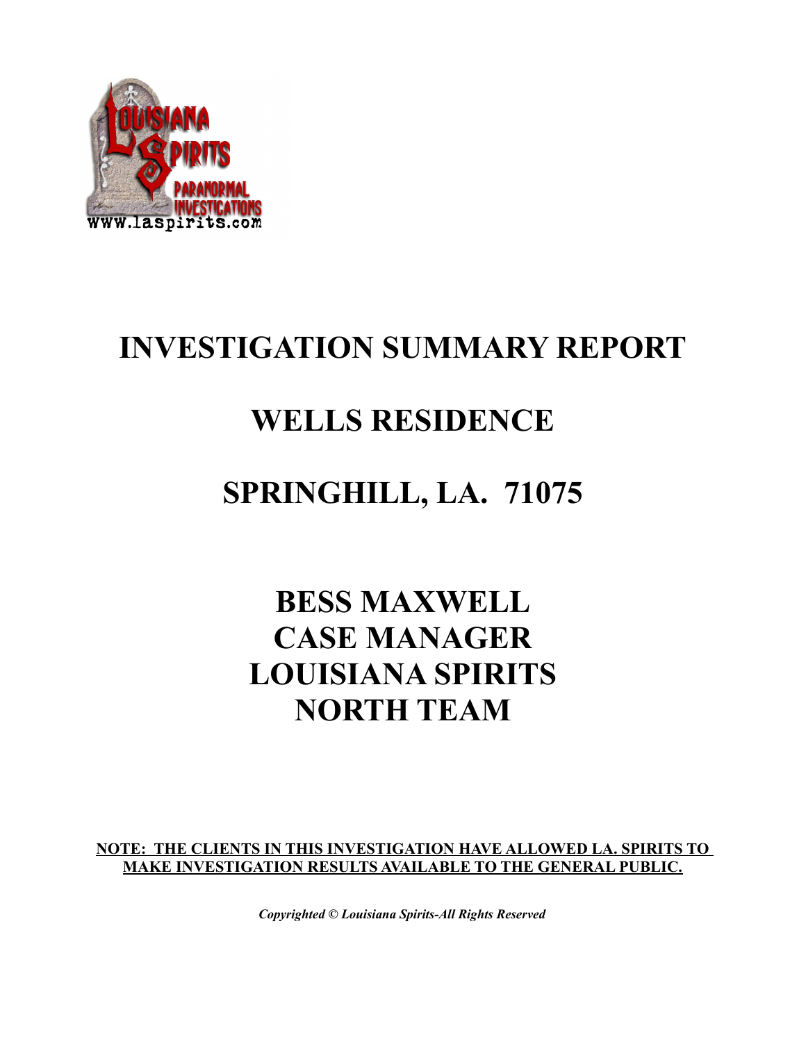# INVESTIGATION SUMMARY REPORT

# WELLS RESIDENCE

# SPRINGHILL, LA. 71075

## BESS MAXWELL
## CASE MANAGER
## LOUISIANA SPIRITS
## NORTH TEAM

**NOTE: THE CLIENTS IN THIS INVESTIGATION HAVE ALLOWED LA. SPIRITS TO MAKE INVESTIGATION RESULTS AVAILABLE TO THE GENERAL PUBLIC.**

***Copyrighted © Louisiana Spirits-All Rights Reserved***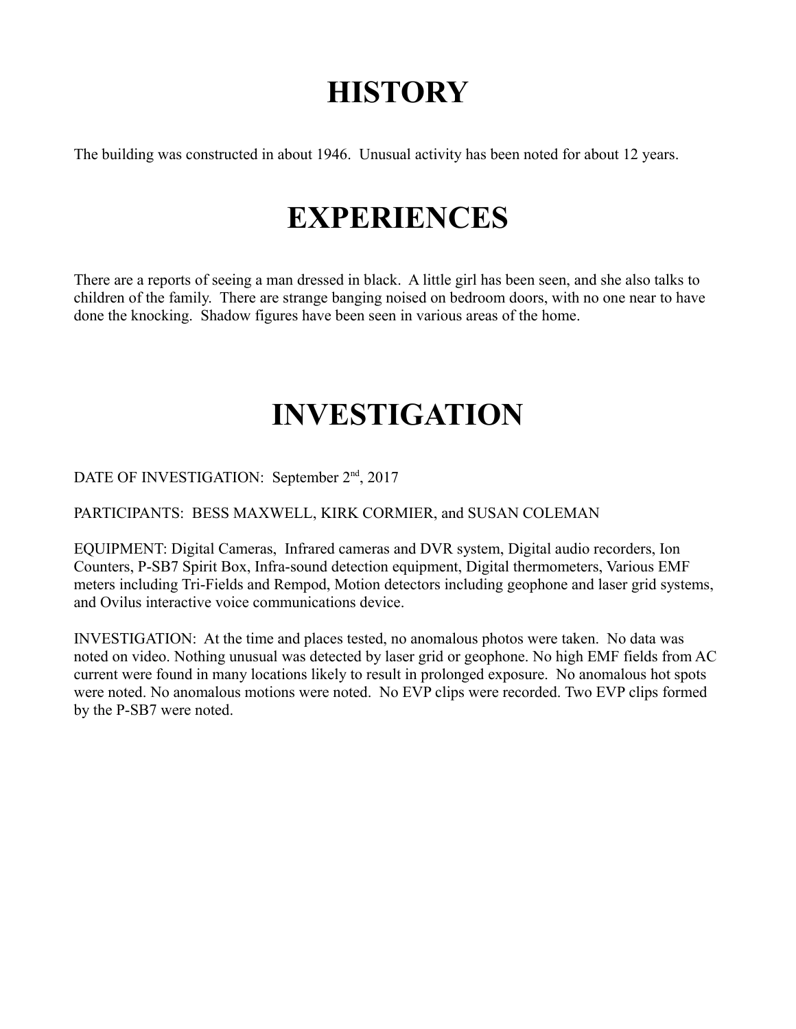# HISTORY

The building was constructed in about 1946. Unusual activity has been noted for about 12 years.

# EXPERIENCES

There are a reports of seeing a man dressed in black. A little girl has been seen, and she also talks to children of the family. There are strange banging noised on bedroom doors, with no one near to have done the knocking. Shadow figures have been seen in various areas of the home.

# INVESTIGATION

DATE OF INVESTIGATION: September 2nd, 2017

PARTICIPANTS: BESS MAXWELL, KIRK CORMIER, and SUSAN COLEMAN

EQUIPMENT: Digital Cameras, Infrared cameras and DVR system, Digital audio recorders, Ion Counters, P-SB7 Spirit Box, Infra-sound detection equipment, Digital thermometers, Various EMF meters including Tri-Fields and Rempod, Motion detectors including geophone and laser grid systems, and Ovilus interactive voice communications device.

INVESTIGATION: At the time and places tested, no anomalous photos were taken. No data was noted on video. Nothing unusual was detected by laser grid or geophone. No high EMF fields from AC current were found in many locations likely to result in prolonged exposure. No anomalous hot spots were noted. No anomalous motions were noted. No EVP clips were recorded. Two EVP clips formed by the P-SB7 were noted.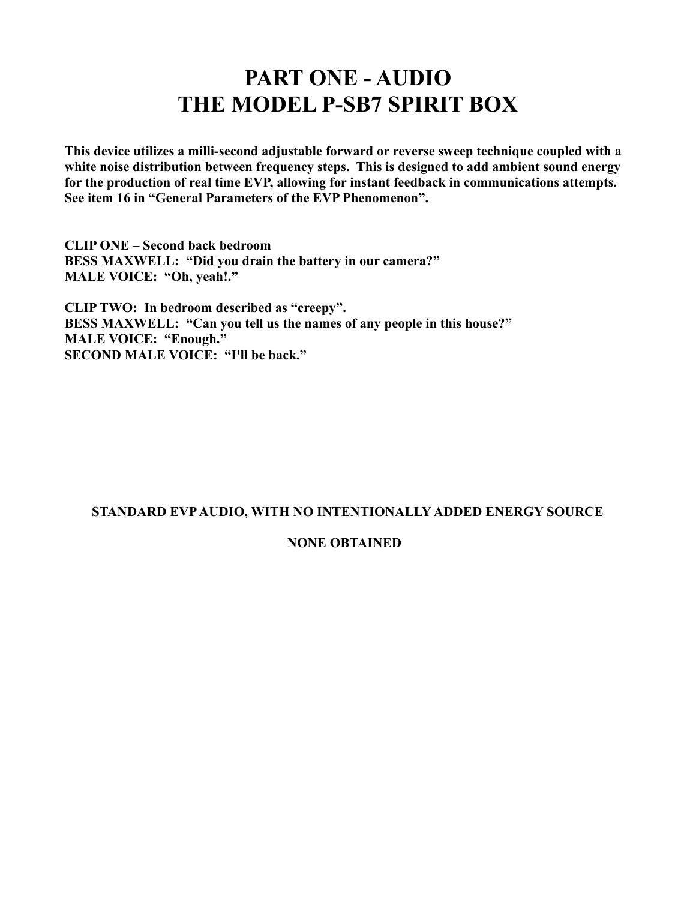# PART ONE - AUDIO
# THE MODEL P-SB7 SPIRIT BOX

**This device utilizes a milli-second adjustable forward or reverse sweep technique coupled with a white noise distribution between frequency steps. This is designed to add ambient sound energy for the production of real time EVP, allowing for instant feedback in communications attempts. See item 16 in "General Parameters of the EVP Phenomenon".**

**CLIP ONE – Second back bedroom**
**BESS MAXWELL: "Did you drain the battery in our camera?"**
**MALE VOICE: "Oh, yeah!."**

**CLIP TWO: In bedroom described as "creepy".**
**BESS MAXWELL: "Can you tell us the names of any people in this house?"**
**MALE VOICE: "Enough."**
**SECOND MALE VOICE: "I'll be back."**

**STANDARD EVP AUDIO, WITH NO INTENTIONALLY ADDED ENERGY SOURCE**

**NONE OBTAINED**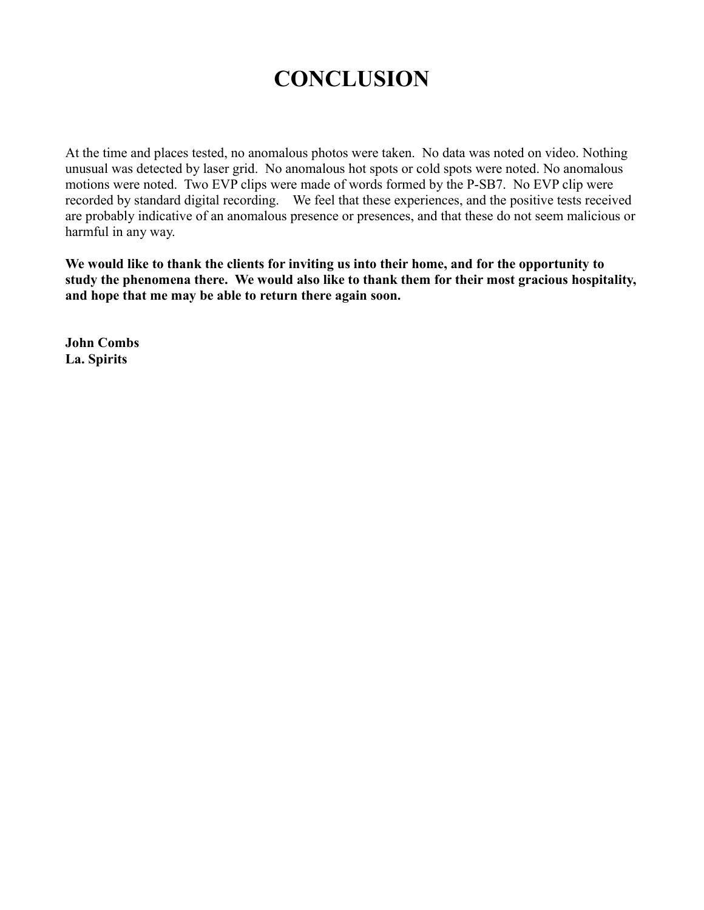# CONCLUSION

At the time and places tested, no anomalous photos were taken. No data was noted on video. Nothing unusual was detected by laser grid. No anomalous hot spots or cold spots were noted. No anomalous motions were noted. Two EVP clips were made of words formed by the P-SB7. No EVP clip were recorded by standard digital recording. We feel that these experiences, and the positive tests received are probably indicative of an anomalous presence or presences, and that these do not seem malicious or harmful in any way.

**We would like to thank the clients for inviting us into their home, and for the opportunity to study the phenomena there. We would also like to thank them for their most gracious hospitality, and hope that me may be able to return there again soon.**

**John Combs**
**La. Spirits**